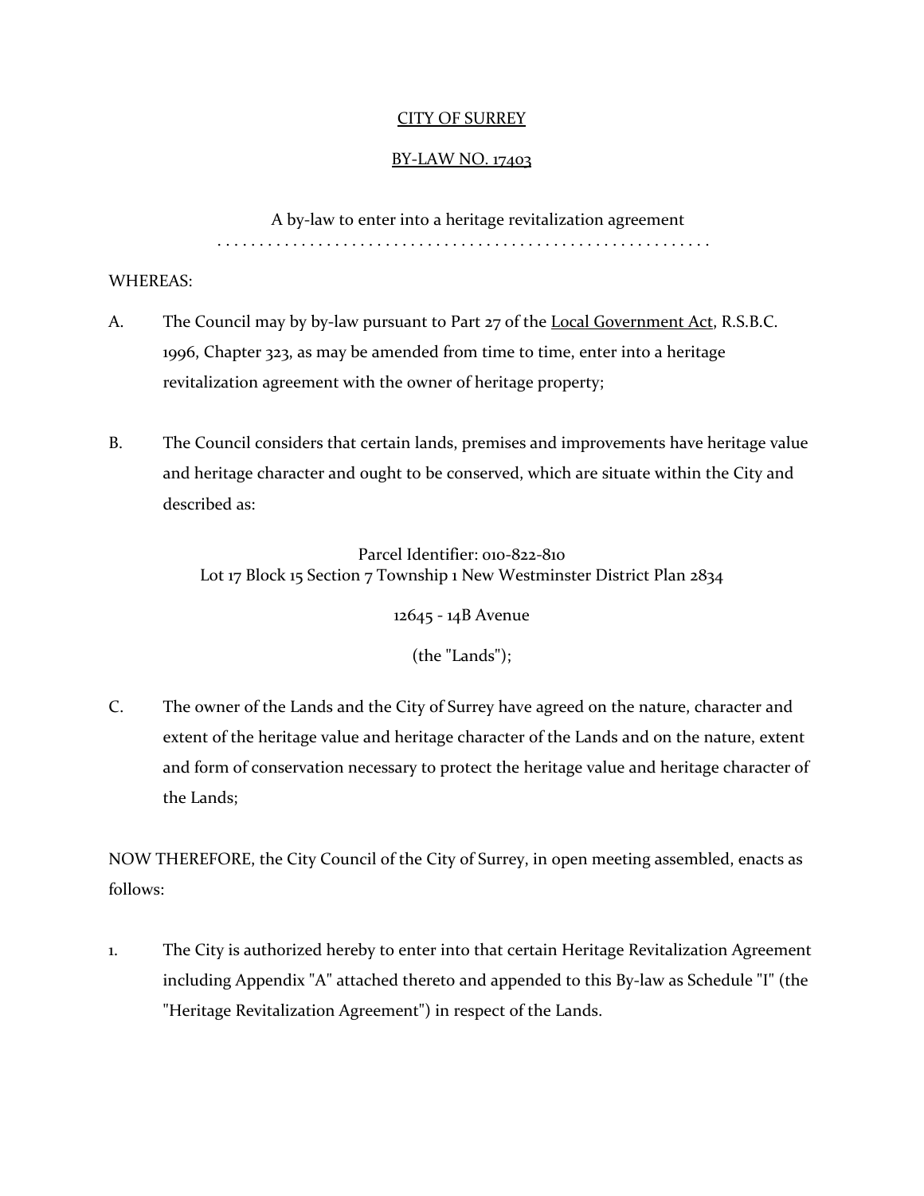# CITY OF SURREY

## BY-LAW NO. 17403

A by-law to enter into a heritage revitalization agreement

. . . . . . . . . . . . . . . . . . . . . . . . . . . . . . . . . . . . . . . . . . . . . . . . . . . . . . . . . .

WHEREAS:

A. The Council may by by-law pursuant to Part 27 of the Local Government Act, R.S.B.C. 1996, Chapter 323, as may be amended from time to time, enter into a heritage revitalization agreement with the owner of heritage property;

B. The Council considers that certain lands, premises and improvements have heritage value and heritage character and ought to be conserved, which are situate within the City and described as:

Parcel Identifier: 010-822-810
Lot 17 Block 15 Section 7 Township 1 New Westminster District Plan 2834

12645 - 14B Avenue

(the "Lands");

C. The owner of the Lands and the City of Surrey have agreed on the nature, character and extent of the heritage value and heritage character of the Lands and on the nature, extent and form of conservation necessary to protect the heritage value and heritage character of the Lands;

NOW THEREFORE, the City Council of the City of Surrey, in open meeting assembled, enacts as follows:

1. The City is authorized hereby to enter into that certain Heritage Revitalization Agreement including Appendix "A" attached thereto and appended to this By-law as Schedule "I" (the "Heritage Revitalization Agreement") in respect of the Lands.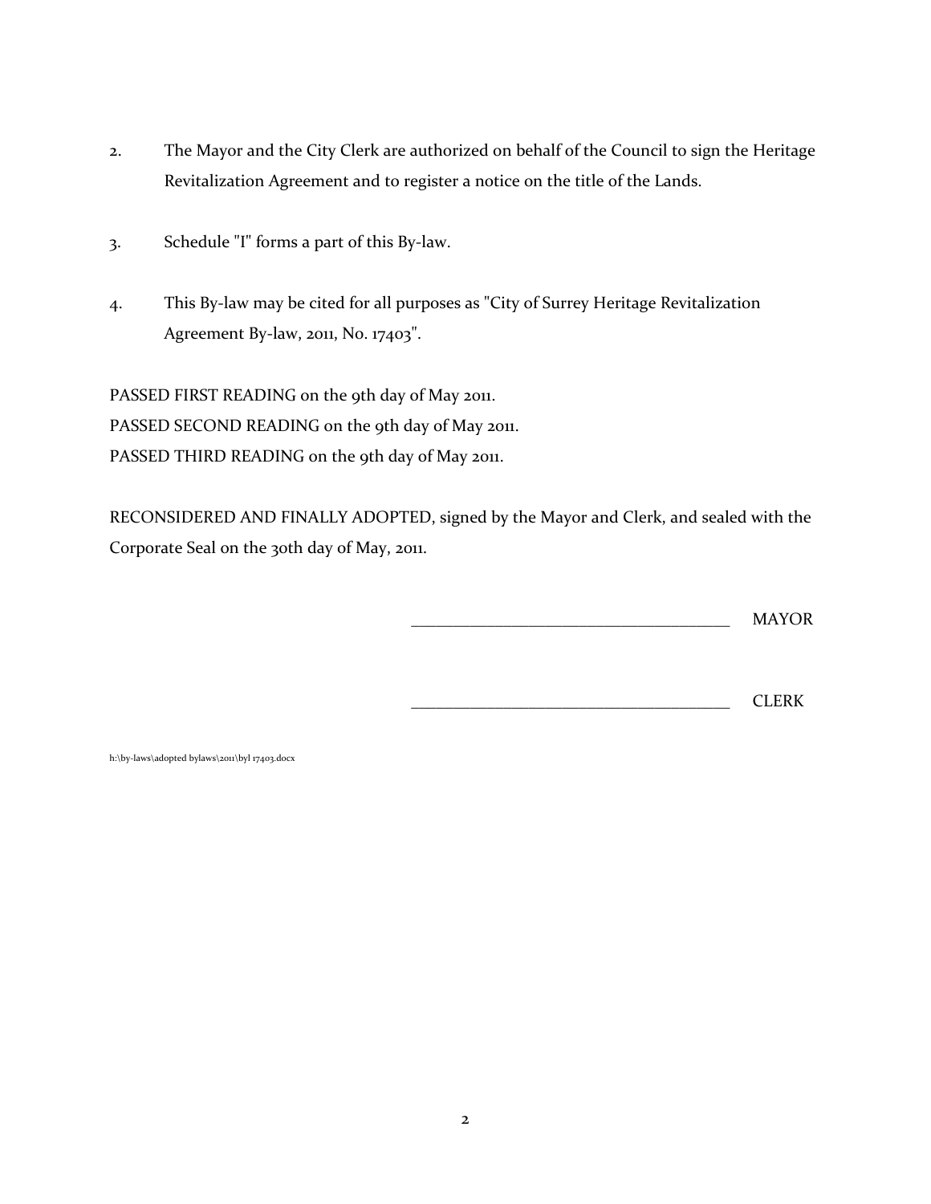2. The Mayor and the City Clerk are authorized on behalf of the Council to sign the Heritage Revitalization Agreement and to register a notice on the title of the Lands.

3. Schedule "I" forms a part of this By-law.

4. This By-law may be cited for all purposes as "City of Surrey Heritage Revitalization Agreement By-law, 2011, No. 17403".

PASSED FIRST READING on the 9th day of May 2011.
PASSED SECOND READING on the 9th day of May 2011.
PASSED THIRD READING on the 9th day of May 2011.

RECONSIDERED AND FINALLY ADOPTED, signed by the Mayor and Clerk, and sealed with the Corporate Seal on the 30th day of May, 2011.

_______________________________________ MAYOR

_______________________________________ CLERK

h:\by-laws\adopted bylaws\2011\byl 17403.docx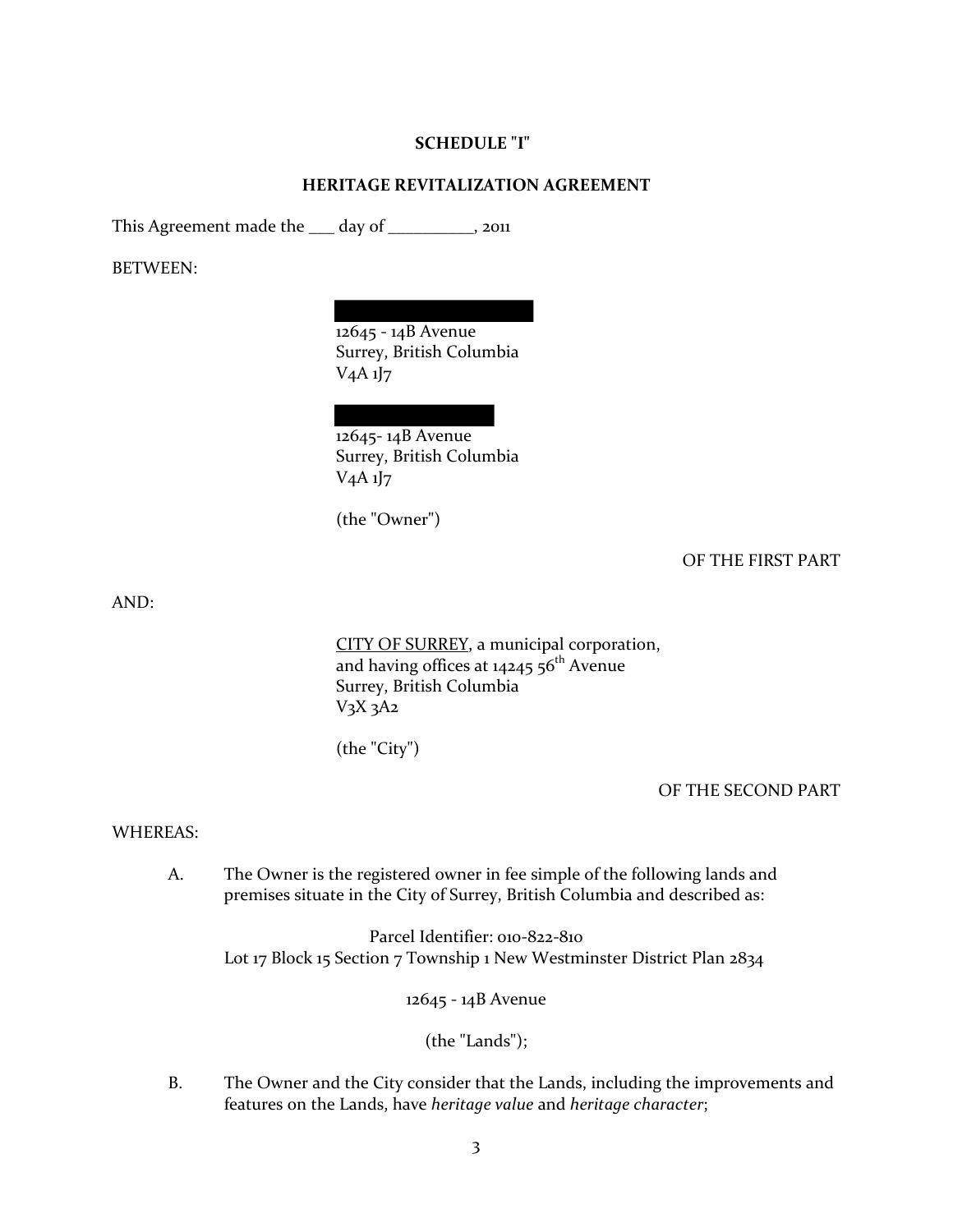**SCHEDULE "I"**

**HERITAGE REVITALIZATION AGREEMENT**

This Agreement made the ___ day of __________, 2011

BETWEEN:

> 12645 - 14B Avenue
> Surrey, British Columbia
> V4A 1J7
>
> 12645- 14B Avenue
> Surrey, British Columbia
> V4A 1J7
>
> (the "Owner")

OF THE FIRST PART

AND:

> CITY OF SURREY, a municipal corporation,
> and having offices at 14245 56th Avenue
> Surrey, British Columbia
> V3X 3A2
>
> (the "City")

OF THE SECOND PART

WHEREAS:

A. The Owner is the registered owner in fee simple of the following lands and premises situate in the City of Surrey, British Columbia and described as:

Parcel Identifier: 010-822-810
Lot 17 Block 15 Section 7 Township 1 New Westminster District Plan 2834

12645 - 14B Avenue

(the "Lands");

B. The Owner and the City consider that the Lands, including the improvements and features on the Lands, have *heritage value* and *heritage character*;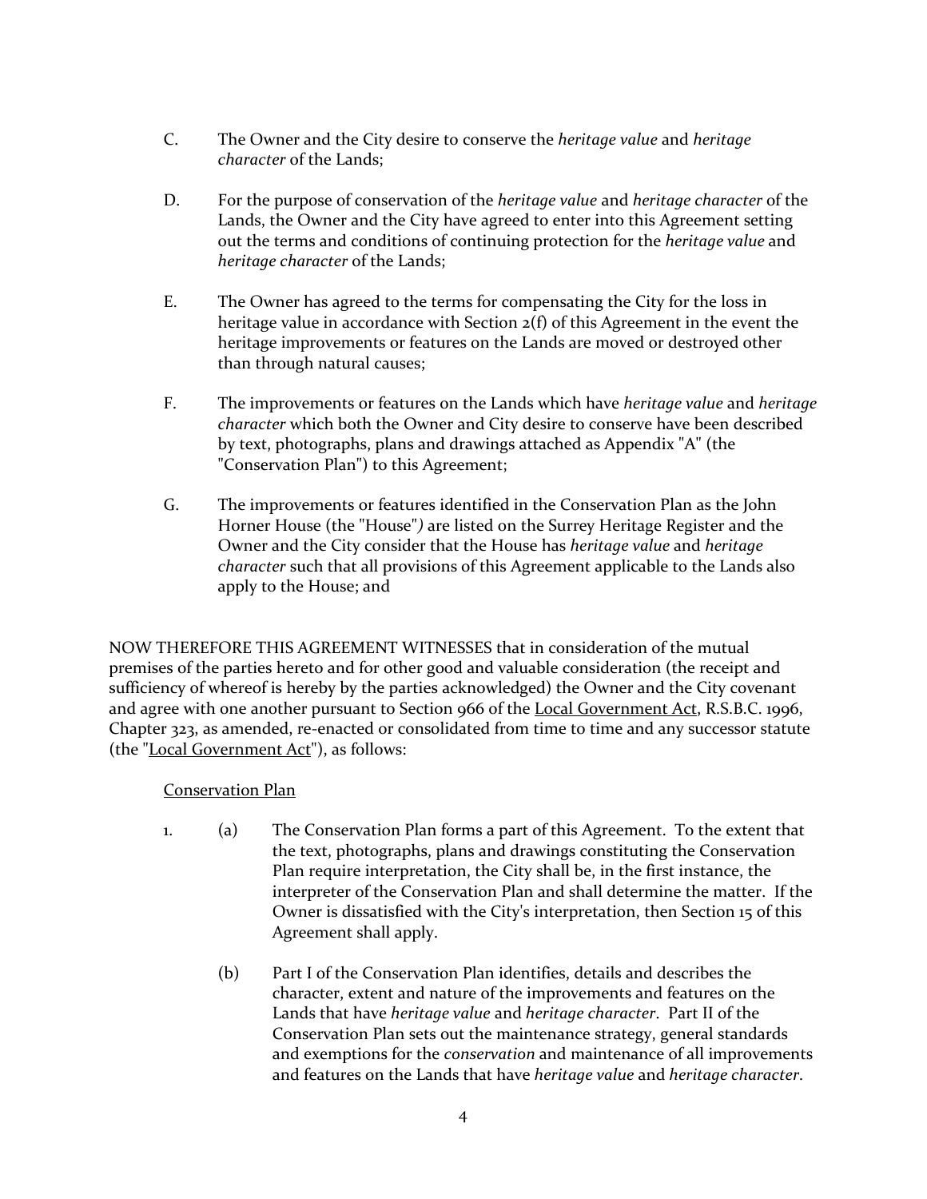C. The Owner and the City desire to conserve the *heritage value* and *heritage character* of the Lands;

D. For the purpose of conservation of the *heritage value* and *heritage character* of the Lands, the Owner and the City have agreed to enter into this Agreement setting out the terms and conditions of continuing protection for the *heritage value* and *heritage character* of the Lands;

E. The Owner has agreed to the terms for compensating the City for the loss in heritage value in accordance with Section 2(f) of this Agreement in the event the heritage improvements or features on the Lands are moved or destroyed other than through natural causes;

F. The improvements or features on the Lands which have *heritage value* and *heritage character* which both the Owner and City desire to conserve have been described by text, photographs, plans and drawings attached as Appendix "A" (the "Conservation Plan") to this Agreement;

G. The improvements or features identified in the Conservation Plan as the John Horner House (the "House"*)* are listed on the Surrey Heritage Register and the Owner and the City consider that the House has *heritage value* and *heritage character* such that all provisions of this Agreement applicable to the Lands also apply to the House; and

NOW THEREFORE THIS AGREEMENT WITNESSES that in consideration of the mutual premises of the parties hereto and for other good and valuable consideration (the receipt and sufficiency of whereof is hereby by the parties acknowledged) the Owner and the City covenant and agree with one another pursuant to Section 966 of the <u>Local Government Act</u>, R.S.B.C. 1996, Chapter 323, as amended, re-enacted or consolidated from time to time and any successor statute (the "<u>Local Government Act</u>"), as follows:

<u>Conservation Plan</u>

1. (a) The Conservation Plan forms a part of this Agreement. To the extent that the text, photographs, plans and drawings constituting the Conservation Plan require interpretation, the City shall be, in the first instance, the interpreter of the Conservation Plan and shall determine the matter. If the Owner is dissatisfied with the City's interpretation, then Section 15 of this Agreement shall apply.

   (b) Part I of the Conservation Plan identifies, details and describes the character, extent and nature of the improvements and features on the Lands that have *heritage value* and *heritage character*. Part II of the Conservation Plan sets out the maintenance strategy, general standards and exemptions for the *conservation* and maintenance of all improvements and features on the Lands that have *heritage value* and *heritage character*.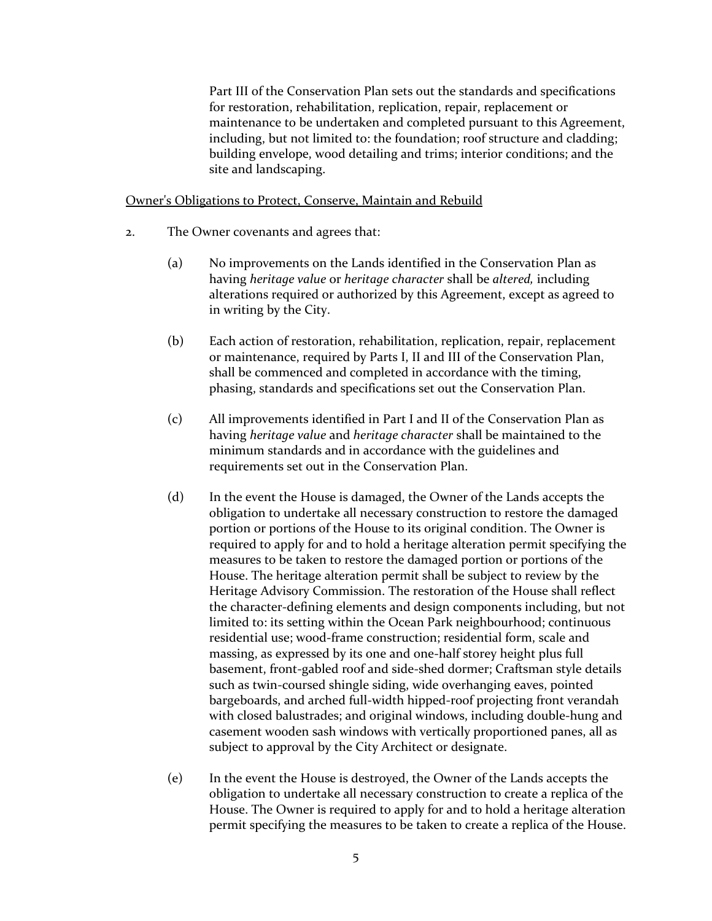Part III of the Conservation Plan sets out the standards and specifications for restoration, rehabilitation, replication, repair, replacement or maintenance to be undertaken and completed pursuant to this Agreement, including, but not limited to: the foundation; roof structure and cladding; building envelope, wood detailing and trims; interior conditions; and the site and landscaping.

<u>Owner's Obligations to Protect, Conserve, Maintain and Rebuild</u>

2. The Owner covenants and agrees that:

   (a) No improvements on the Lands identified in the Conservation Plan as having *heritage value* or *heritage character* shall be *altered,* including alterations required or authorized by this Agreement, except as agreed to in writing by the City.

   (b) Each action of restoration, rehabilitation, replication, repair, replacement or maintenance, required by Parts I, II and III of the Conservation Plan, shall be commenced and completed in accordance with the timing, phasing, standards and specifications set out the Conservation Plan.

   (c) All improvements identified in Part I and II of the Conservation Plan as having *heritage value* and *heritage character* shall be maintained to the minimum standards and in accordance with the guidelines and requirements set out in the Conservation Plan.

   (d) In the event the House is damaged, the Owner of the Lands accepts the obligation to undertake all necessary construction to restore the damaged portion or portions of the House to its original condition. The Owner is required to apply for and to hold a heritage alteration permit specifying the measures to be taken to restore the damaged portion or portions of the House. The heritage alteration permit shall be subject to review by the Heritage Advisory Commission. The restoration of the House shall reflect the character-defining elements and design components including, but not limited to: its setting within the Ocean Park neighbourhood; continuous residential use; wood-frame construction; residential form, scale and massing, as expressed by its one and one-half storey height plus full basement, front-gabled roof and side-shed dormer; Craftsman style details such as twin-coursed shingle siding, wide overhanging eaves, pointed bargeboards, and arched full-width hipped-roof projecting front verandah with closed balustrades; and original windows, including double-hung and casement wooden sash windows with vertically proportioned panes, all as subject to approval by the City Architect or designate.

   (e) In the event the House is destroyed, the Owner of the Lands accepts the obligation to undertake all necessary construction to create a replica of the House. The Owner is required to apply for and to hold a heritage alteration permit specifying the measures to be taken to create a replica of the House.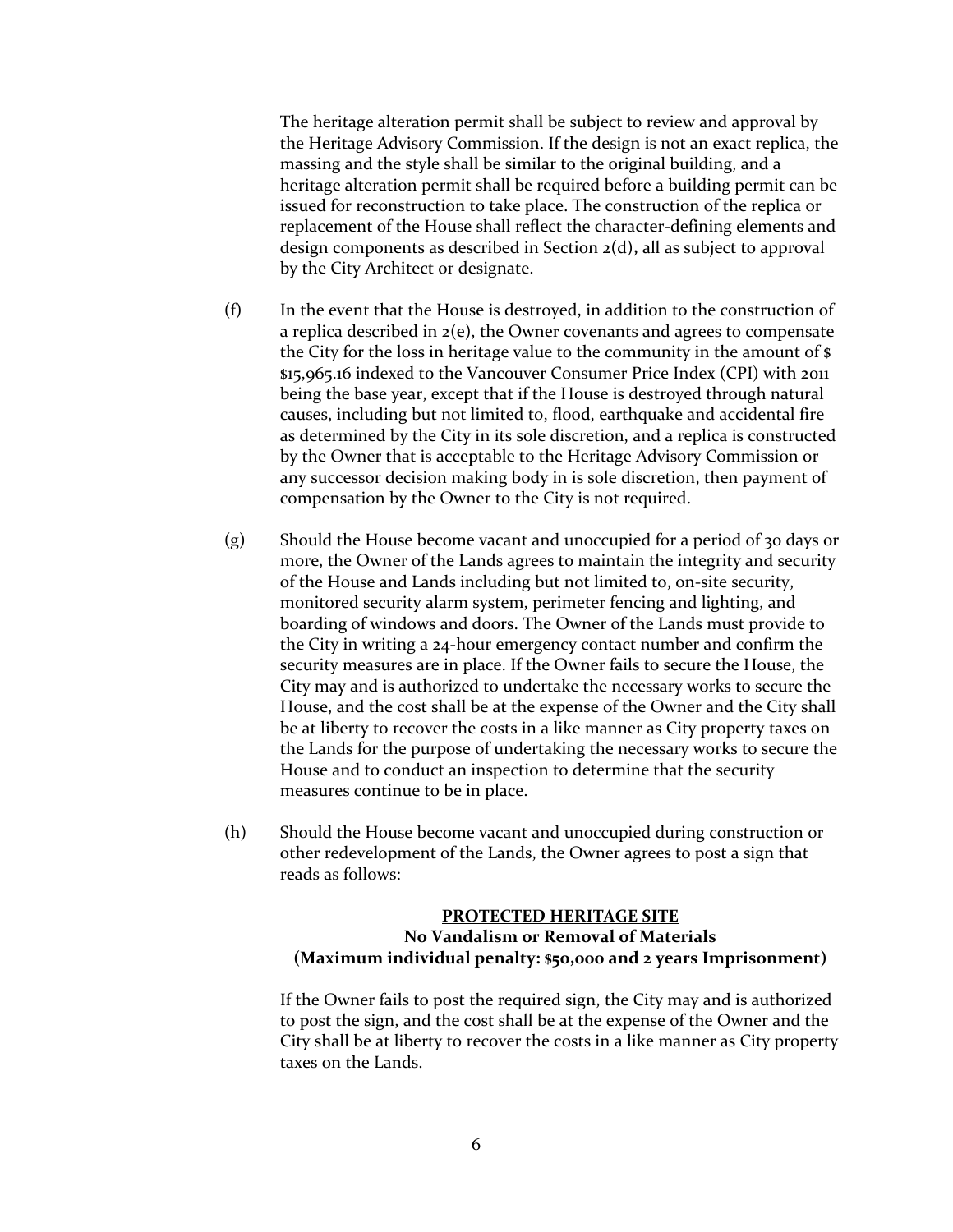The heritage alteration permit shall be subject to review and approval by the Heritage Advisory Commission. If the design is not an exact replica, the massing and the style shall be similar to the original building, and a heritage alteration permit shall be required before a building permit can be issued for reconstruction to take place. The construction of the replica or replacement of the House shall reflect the character-defining elements and design components as described in Section 2(d), all as subject to approval by the City Architect or designate.

(f) In the event that the House is destroyed, in addition to the construction of a replica described in 2(e), the Owner covenants and agrees to compensate the City for the loss in heritage value to the community in the amount of $ $15,965.16 indexed to the Vancouver Consumer Price Index (CPI) with 2011 being the base year, except that if the House is destroyed through natural causes, including but not limited to, flood, earthquake and accidental fire as determined by the City in its sole discretion, and a replica is constructed by the Owner that is acceptable to the Heritage Advisory Commission or any successor decision making body in is sole discretion, then payment of compensation by the Owner to the City is not required.

(g) Should the House become vacant and unoccupied for a period of 30 days or more, the Owner of the Lands agrees to maintain the integrity and security of the House and Lands including but not limited to, on-site security, monitored security alarm system, perimeter fencing and lighting, and boarding of windows and doors. The Owner of the Lands must provide to the City in writing a 24-hour emergency contact number and confirm the security measures are in place. If the Owner fails to secure the House, the City may and is authorized to undertake the necessary works to secure the House, and the cost shall be at the expense of the Owner and the City shall be at liberty to recover the costs in a like manner as City property taxes on the Lands for the purpose of undertaking the necessary works to secure the House and to conduct an inspection to determine that the security measures continue to be in place.

(h) Should the House become vacant and unoccupied during construction or other redevelopment of the Lands, the Owner agrees to post a sign that reads as follows:

**<u>PROTECTED HERITAGE SITE</u>**
**No Vandalism or Removal of Materials**
**(Maximum individual penalty: $50,000 and 2 years Imprisonment)**

If the Owner fails to post the required sign, the City may and is authorized to post the sign, and the cost shall be at the expense of the Owner and the City shall be at liberty to recover the costs in a like manner as City property taxes on the Lands.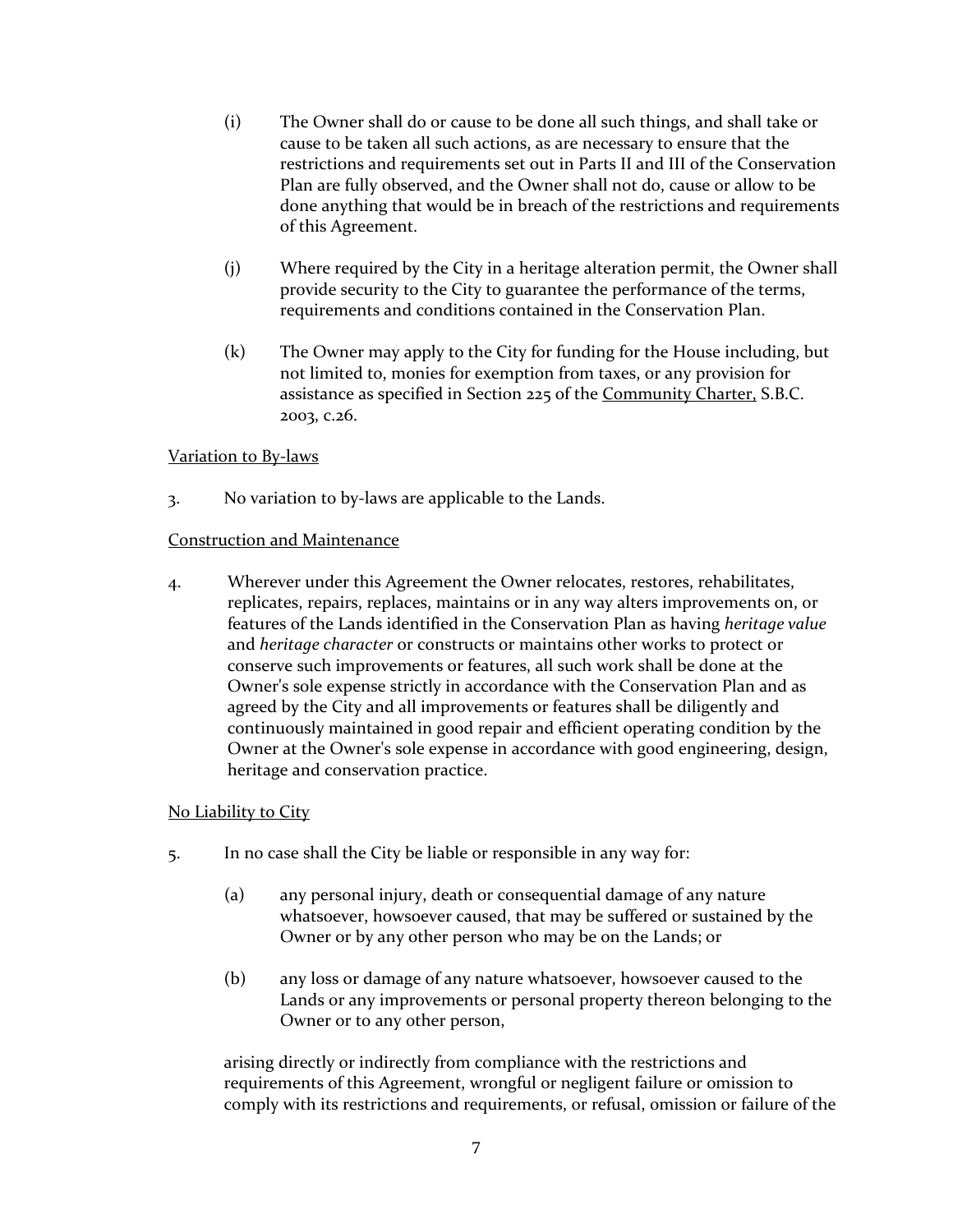(i) The Owner shall do or cause to be done all such things, and shall take or cause to be taken all such actions, as are necessary to ensure that the restrictions and requirements set out in Parts II and III of the Conservation Plan are fully observed, and the Owner shall not do, cause or allow to be done anything that would be in breach of the restrictions and requirements of this Agreement.

(j) Where required by the City in a heritage alteration permit, the Owner shall provide security to the City to guarantee the performance of the terms, requirements and conditions contained in the Conservation Plan.

(k) The Owner may apply to the City for funding for the House including, but not limited to, monies for exemption from taxes, or any provision for assistance as specified in Section 225 of the Community Charter, S.B.C. 2003, c.26.

Variation to By-laws

3. No variation to by-laws are applicable to the Lands.

Construction and Maintenance

4. Wherever under this Agreement the Owner relocates, restores, rehabilitates, replicates, repairs, replaces, maintains or in any way alters improvements on, or features of the Lands identified in the Conservation Plan as having *heritage value* and *heritage character* or constructs or maintains other works to protect or conserve such improvements or features, all such work shall be done at the Owner's sole expense strictly in accordance with the Conservation Plan and as agreed by the City and all improvements or features shall be diligently and continuously maintained in good repair and efficient operating condition by the Owner at the Owner's sole expense in accordance with good engineering, design, heritage and conservation practice.

No Liability to City

5. In no case shall the City be liable or responsible in any way for:

(a) any personal injury, death or consequential damage of any nature whatsoever, howsoever caused, that may be suffered or sustained by the Owner or by any other person who may be on the Lands; or

(b) any loss or damage of any nature whatsoever, howsoever caused to the Lands or any improvements or personal property thereon belonging to the Owner or to any other person,

arising directly or indirectly from compliance with the restrictions and requirements of this Agreement, wrongful or negligent failure or omission to comply with its restrictions and requirements, or refusal, omission or failure of the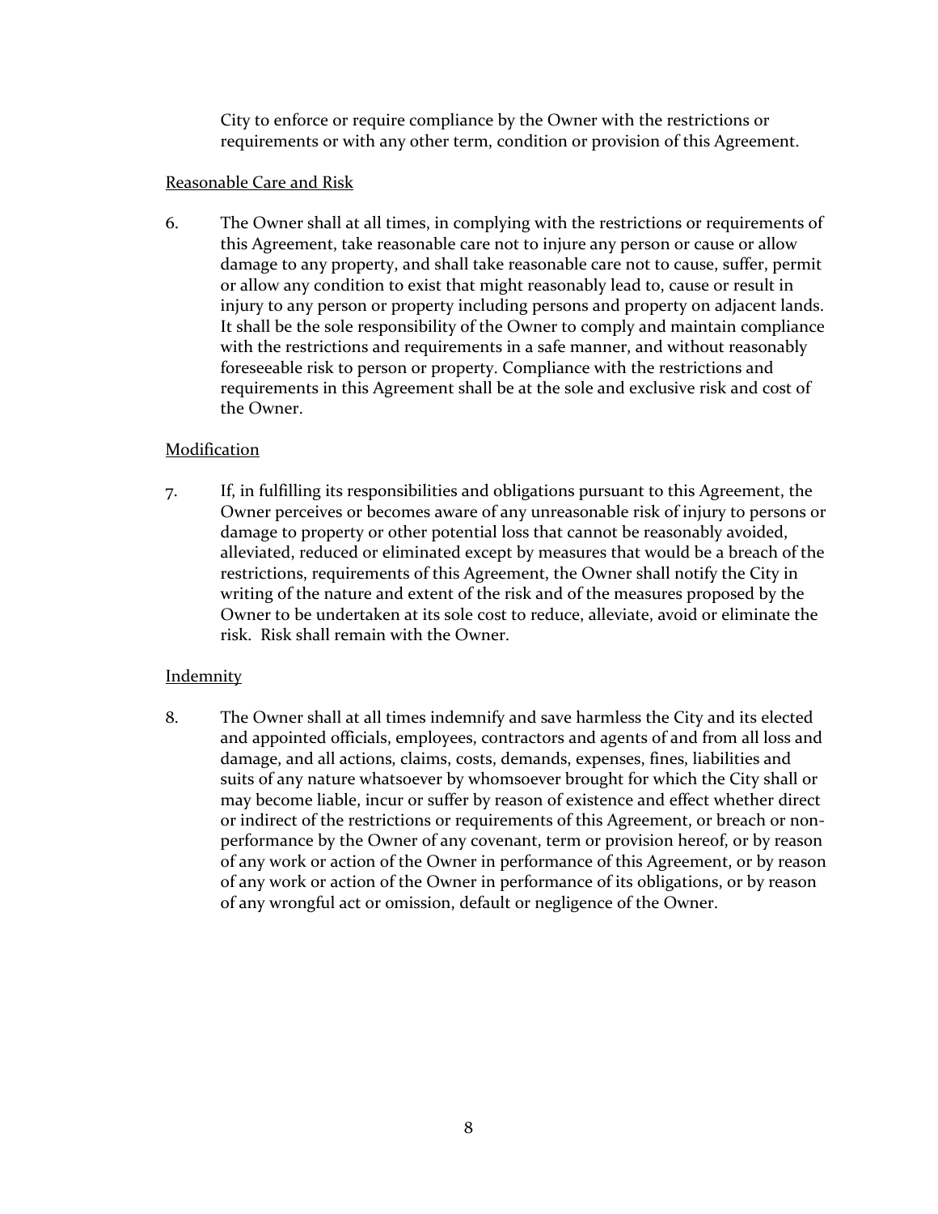City to enforce or require compliance by the Owner with the restrictions or requirements or with any other term, condition or provision of this Agreement.

Reasonable Care and Risk

6. The Owner shall at all times, in complying with the restrictions or requirements of this Agreement, take reasonable care not to injure any person or cause or allow damage to any property, and shall take reasonable care not to cause, suffer, permit or allow any condition to exist that might reasonably lead to, cause or result in injury to any person or property including persons and property on adjacent lands. It shall be the sole responsibility of the Owner to comply and maintain compliance with the restrictions and requirements in a safe manner, and without reasonably foreseeable risk to person or property. Compliance with the restrictions and requirements in this Agreement shall be at the sole and exclusive risk and cost of the Owner.

Modification

7. If, in fulfilling its responsibilities and obligations pursuant to this Agreement, the Owner perceives or becomes aware of any unreasonable risk of injury to persons or damage to property or other potential loss that cannot be reasonably avoided, alleviated, reduced or eliminated except by measures that would be a breach of the restrictions, requirements of this Agreement, the Owner shall notify the City in writing of the nature and extent of the risk and of the measures proposed by the Owner to be undertaken at its sole cost to reduce, alleviate, avoid or eliminate the risk. Risk shall remain with the Owner.

Indemnity

8. The Owner shall at all times indemnify and save harmless the City and its elected and appointed officials, employees, contractors and agents of and from all loss and damage, and all actions, claims, costs, demands, expenses, fines, liabilities and suits of any nature whatsoever by whomsoever brought for which the City shall or may become liable, incur or suffer by reason of existence and effect whether direct or indirect of the restrictions or requirements of this Agreement, or breach or non-performance by the Owner of any covenant, term or provision hereof, or by reason of any work or action of the Owner in performance of this Agreement, or by reason of any work or action of the Owner in performance of its obligations, or by reason of any wrongful act or omission, default or negligence of the Owner.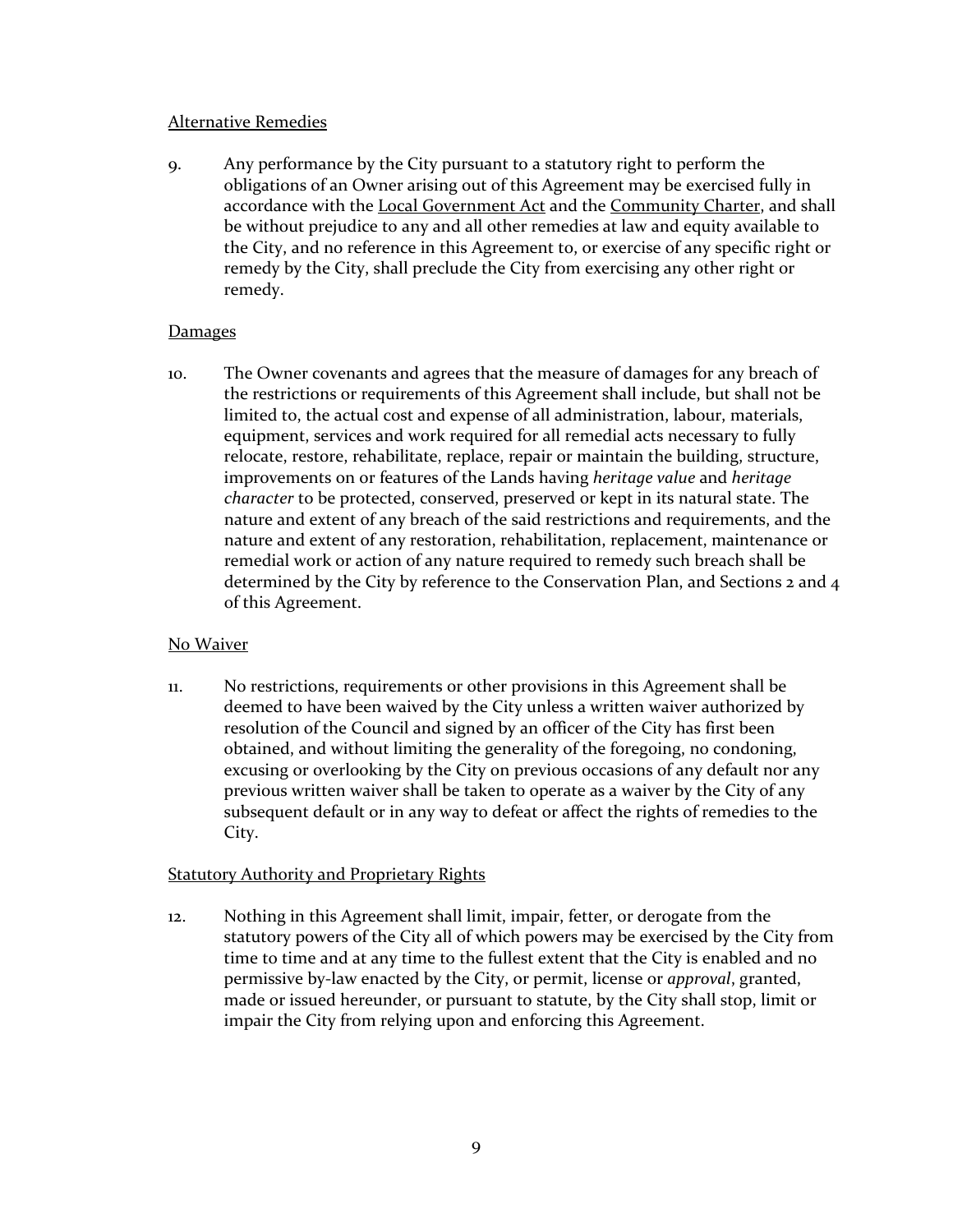Alternative Remedies

9. Any performance by the City pursuant to a statutory right to perform the obligations of an Owner arising out of this Agreement may be exercised fully in accordance with the Local Government Act and the Community Charter, and shall be without prejudice to any and all other remedies at law and equity available to the City, and no reference in this Agreement to, or exercise of any specific right or remedy by the City, shall preclude the City from exercising any other right or remedy.

Damages

10. The Owner covenants and agrees that the measure of damages for any breach of the restrictions or requirements of this Agreement shall include, but shall not be limited to, the actual cost and expense of all administration, labour, materials, equipment, services and work required for all remedial acts necessary to fully relocate, restore, rehabilitate, replace, repair or maintain the building, structure, improvements on or features of the Lands having *heritage value* and *heritage character* to be protected, conserved, preserved or kept in its natural state. The nature and extent of any breach of the said restrictions and requirements, and the nature and extent of any restoration, rehabilitation, replacement, maintenance or remedial work or action of any nature required to remedy such breach shall be determined by the City by reference to the Conservation Plan, and Sections 2 and 4 of this Agreement.

No Waiver

11. No restrictions, requirements or other provisions in this Agreement shall be deemed to have been waived by the City unless a written waiver authorized by resolution of the Council and signed by an officer of the City has first been obtained, and without limiting the generality of the foregoing, no condoning, excusing or overlooking by the City on previous occasions of any default nor any previous written waiver shall be taken to operate as a waiver by the City of any subsequent default or in any way to defeat or affect the rights of remedies to the City.

Statutory Authority and Proprietary Rights

12. Nothing in this Agreement shall limit, impair, fetter, or derogate from the statutory powers of the City all of which powers may be exercised by the City from time to time and at any time to the fullest extent that the City is enabled and no permissive by-law enacted by the City, or permit, license or *approval*, granted, made or issued hereunder, or pursuant to statute, by the City shall stop, limit or impair the City from relying upon and enforcing this Agreement.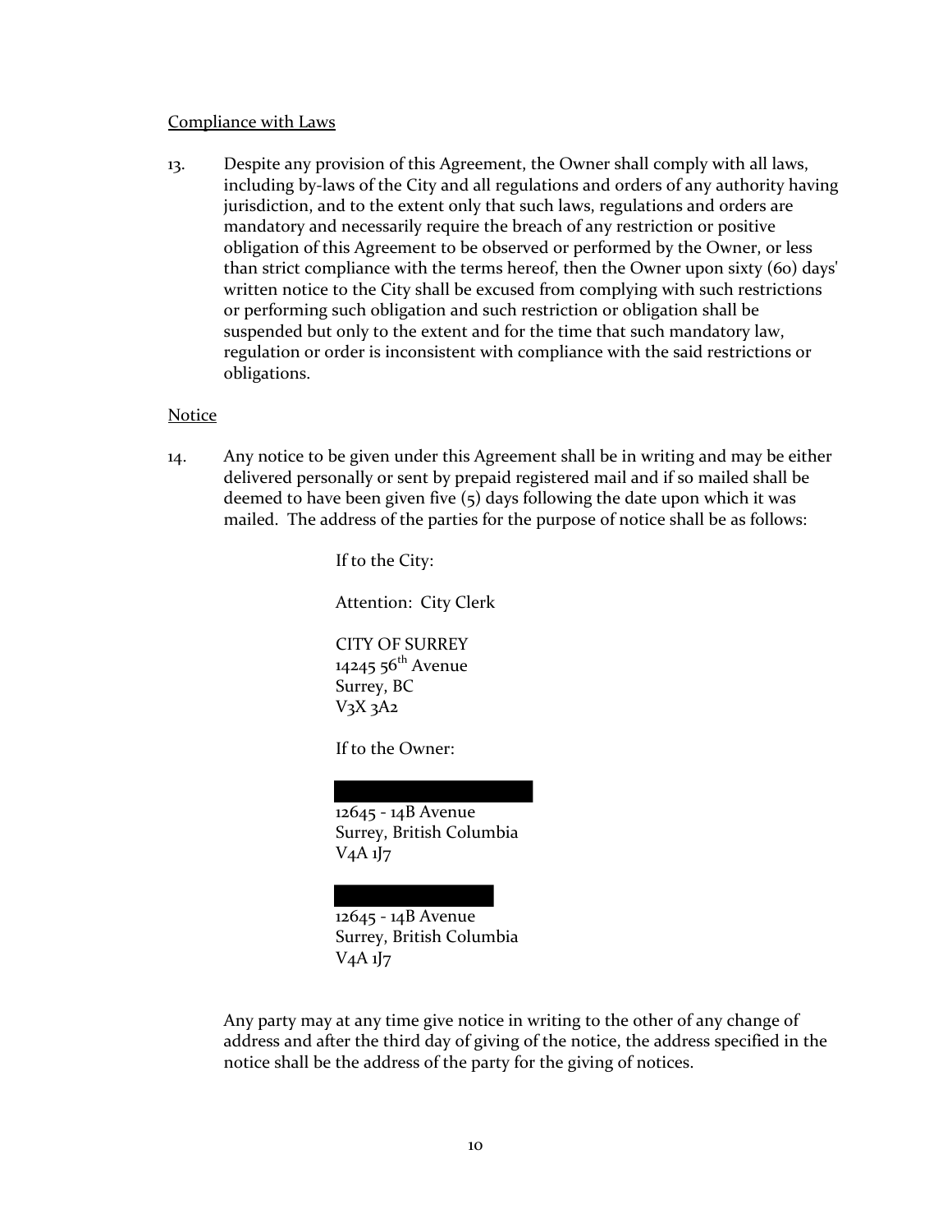Compliance with Laws

13. Despite any provision of this Agreement, the Owner shall comply with all laws, including by-laws of the City and all regulations and orders of any authority having jurisdiction, and to the extent only that such laws, regulations and orders are mandatory and necessarily require the breach of any restriction or positive obligation of this Agreement to be observed or performed by the Owner, or less than strict compliance with the terms hereof, then the Owner upon sixty (60) days' written notice to the City shall be excused from complying with such restrictions or performing such obligation and such restriction or obligation shall be suspended but only to the extent and for the time that such mandatory law, regulation or order is inconsistent with compliance with the said restrictions or obligations.

Notice

14. Any notice to be given under this Agreement shall be in writing and may be either delivered personally or sent by prepaid registered mail and if so mailed shall be deemed to have been given five (5) days following the date upon which it was mailed. The address of the parties for the purpose of notice shall be as follows:

If to the City:

Attention: City Clerk

CITY OF SURREY
14245 56th Avenue
Surrey, BC
V3X 3A2

If to the Owner:

[REDACTED]
12645 - 14B Avenue
Surrey, British Columbia
V4A 1J7

[REDACTED]
12645 - 14B Avenue
Surrey, British Columbia
V4A 1J7

Any party may at any time give notice in writing to the other of any change of address and after the third day of giving of the notice, the address specified in the notice shall be the address of the party for the giving of notices.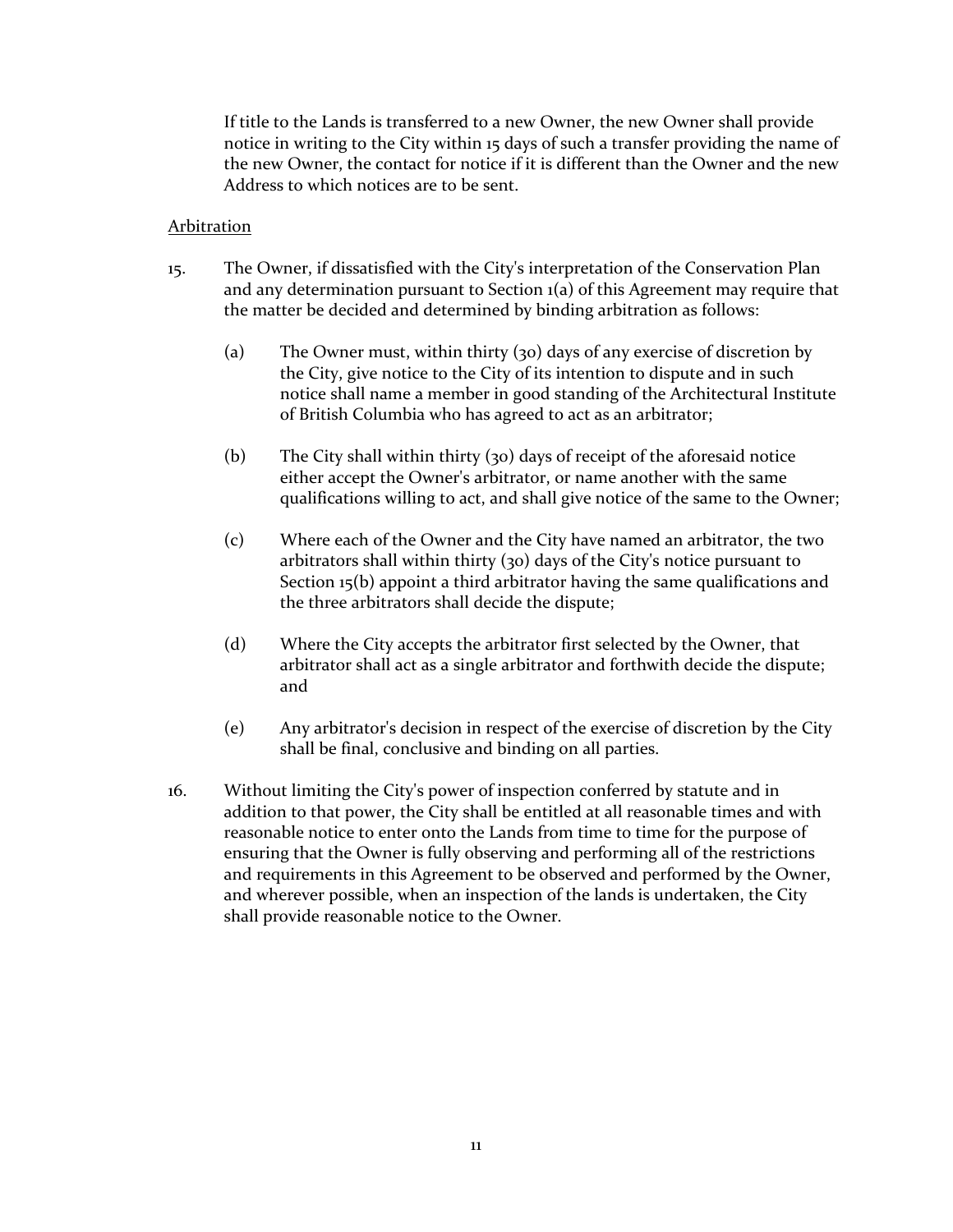If title to the Lands is transferred to a new Owner, the new Owner shall provide notice in writing to the City within 15 days of such a transfer providing the name of the new Owner, the contact for notice if it is different than the Owner and the new Address to which notices are to be sent.

<u>Arbitration</u>

15. The Owner, if dissatisfied with the City's interpretation of the Conservation Plan and any determination pursuant to Section 1(a) of this Agreement may require that the matter be decided and determined by binding arbitration as follows:

    (a) The Owner must, within thirty (30) days of any exercise of discretion by the City, give notice to the City of its intention to dispute and in such notice shall name a member in good standing of the Architectural Institute of British Columbia who has agreed to act as an arbitrator;

    (b) The City shall within thirty (30) days of receipt of the aforesaid notice either accept the Owner's arbitrator, or name another with the same qualifications willing to act, and shall give notice of the same to the Owner;

    (c) Where each of the Owner and the City have named an arbitrator, the two arbitrators shall within thirty (30) days of the City's notice pursuant to Section 15(b) appoint a third arbitrator having the same qualifications and the three arbitrators shall decide the dispute;

    (d) Where the City accepts the arbitrator first selected by the Owner, that arbitrator shall act as a single arbitrator and forthwith decide the dispute; and

    (e) Any arbitrator's decision in respect of the exercise of discretion by the City shall be final, conclusive and binding on all parties.

16. Without limiting the City's power of inspection conferred by statute and in addition to that power, the City shall be entitled at all reasonable times and with reasonable notice to enter onto the Lands from time to time for the purpose of ensuring that the Owner is fully observing and performing all of the restrictions and requirements in this Agreement to be observed and performed by the Owner, and wherever possible, when an inspection of the lands is undertaken, the City shall provide reasonable notice to the Owner.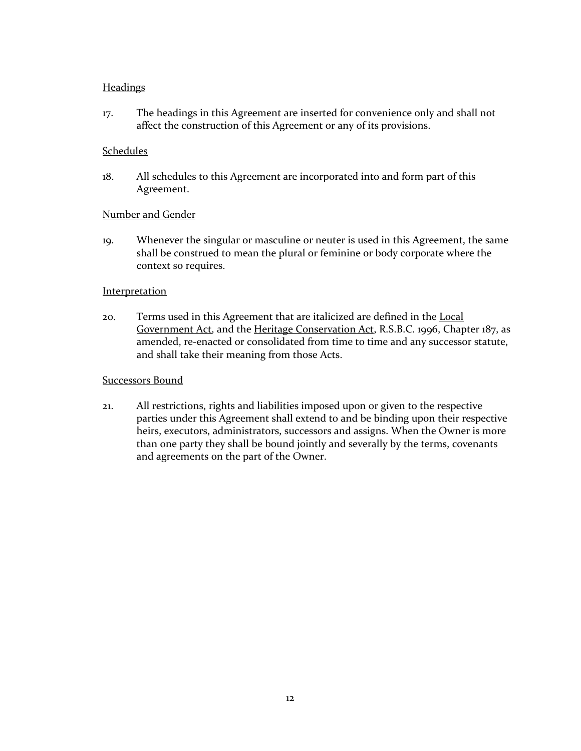Headings

17. The headings in this Agreement are inserted for convenience only and shall not affect the construction of this Agreement or any of its provisions.

Schedules

18. All schedules to this Agreement are incorporated into and form part of this Agreement.

Number and Gender

19. Whenever the singular or masculine or neuter is used in this Agreement, the same shall be construed to mean the plural or feminine or body corporate where the context so requires.

Interpretation

20. Terms used in this Agreement that are italicized are defined in the Local Government Act, and the Heritage Conservation Act, R.S.B.C. 1996, Chapter 187, as amended, re-enacted or consolidated from time to time and any successor statute, and shall take their meaning from those Acts.

Successors Bound

21. All restrictions, rights and liabilities imposed upon or given to the respective parties under this Agreement shall extend to and be binding upon their respective heirs, executors, administrators, successors and assigns. When the Owner is more than one party they shall be bound jointly and severally by the terms, covenants and agreements on the part of the Owner.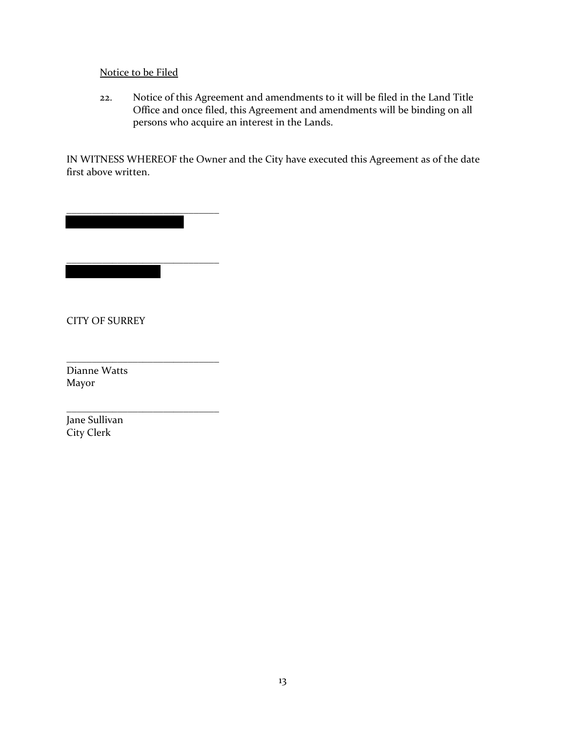Notice to be Filed

22. Notice of this Agreement and amendments to it will be filed in the Land Title Office and once filed, this Agreement and amendments will be binding on all persons who acquire an interest in the Lands.

IN WITNESS WHEREOF the Owner and the City have executed this Agreement as of the date first above written.

\_\_\_\_\_\_\_\_\_\_\_\_\_\_\_\_\_\_\_\_\_\_\_\_\_\_\_\_\_\_

\_\_\_\_\_\_\_\_\_\_\_\_\_\_\_\_\_\_\_\_\_\_\_\_\_\_\_\_\_\_

CITY OF SURREY

\_\_\_\_\_\_\_\_\_\_\_\_\_\_\_\_\_\_\_\_\_\_\_\_\_\_\_\_\_\_
Dianne Watts
Mayor

\_\_\_\_\_\_\_\_\_\_\_\_\_\_\_\_\_\_\_\_\_\_\_\_\_\_\_\_\_\_
Jane Sullivan
City Clerk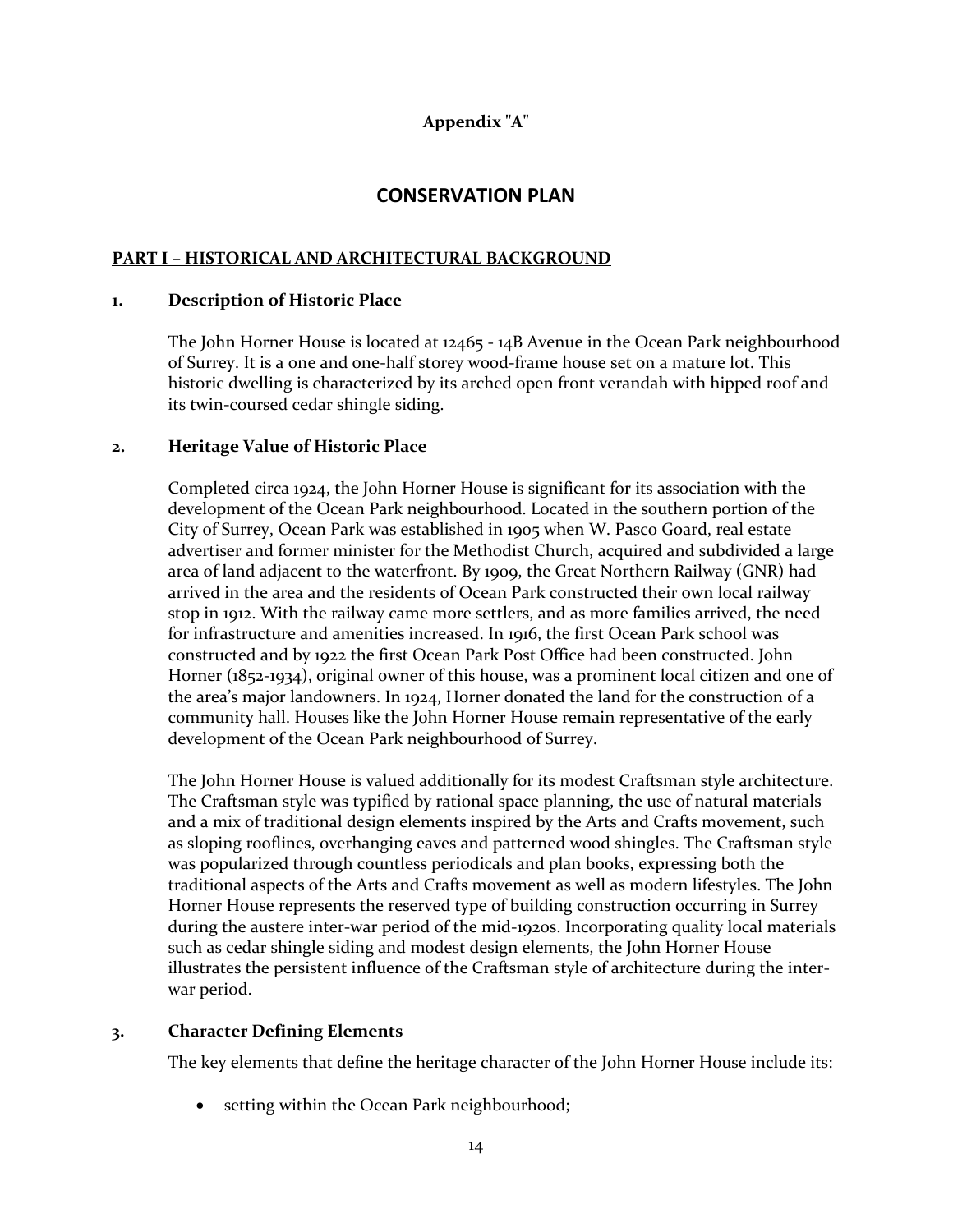**Appendix "A"**

# CONSERVATION PLAN

## PART I – HISTORICAL AND ARCHITECTURAL BACKGROUND

### 1. Description of Historic Place

The John Horner House is located at 12465 - 14B Avenue in the Ocean Park neighbourhood of Surrey. It is a one and one-half storey wood-frame house set on a mature lot. This historic dwelling is characterized by its arched open front verandah with hipped roof and its twin-coursed cedar shingle siding.

### 2. Heritage Value of Historic Place

Completed circa 1924, the John Horner House is significant for its association with the development of the Ocean Park neighbourhood. Located in the southern portion of the City of Surrey, Ocean Park was established in 1905 when W. Pasco Goard, real estate advertiser and former minister for the Methodist Church, acquired and subdivided a large area of land adjacent to the waterfront. By 1909, the Great Northern Railway (GNR) had arrived in the area and the residents of Ocean Park constructed their own local railway stop in 1912. With the railway came more settlers, and as more families arrived, the need for infrastructure and amenities increased. In 1916, the first Ocean Park school was constructed and by 1922 the first Ocean Park Post Office had been constructed. John Horner (1852-1934), original owner of this house, was a prominent local citizen and one of the area's major landowners. In 1924, Horner donated the land for the construction of a community hall. Houses like the John Horner House remain representative of the early development of the Ocean Park neighbourhood of Surrey.

The John Horner House is valued additionally for its modest Craftsman style architecture. The Craftsman style was typified by rational space planning, the use of natural materials and a mix of traditional design elements inspired by the Arts and Crafts movement, such as sloping rooflines, overhanging eaves and patterned wood shingles. The Craftsman style was popularized through countless periodicals and plan books, expressing both the traditional aspects of the Arts and Crafts movement as well as modern lifestyles. The John Horner House represents the reserved type of building construction occurring in Surrey during the austere inter-war period of the mid-1920s. Incorporating quality local materials such as cedar shingle siding and modest design elements, the John Horner House illustrates the persistent influence of the Craftsman style of architecture during the inter-war period.

### 3. Character Defining Elements

The key elements that define the heritage character of the John Horner House include its:

- setting within the Ocean Park neighbourhood;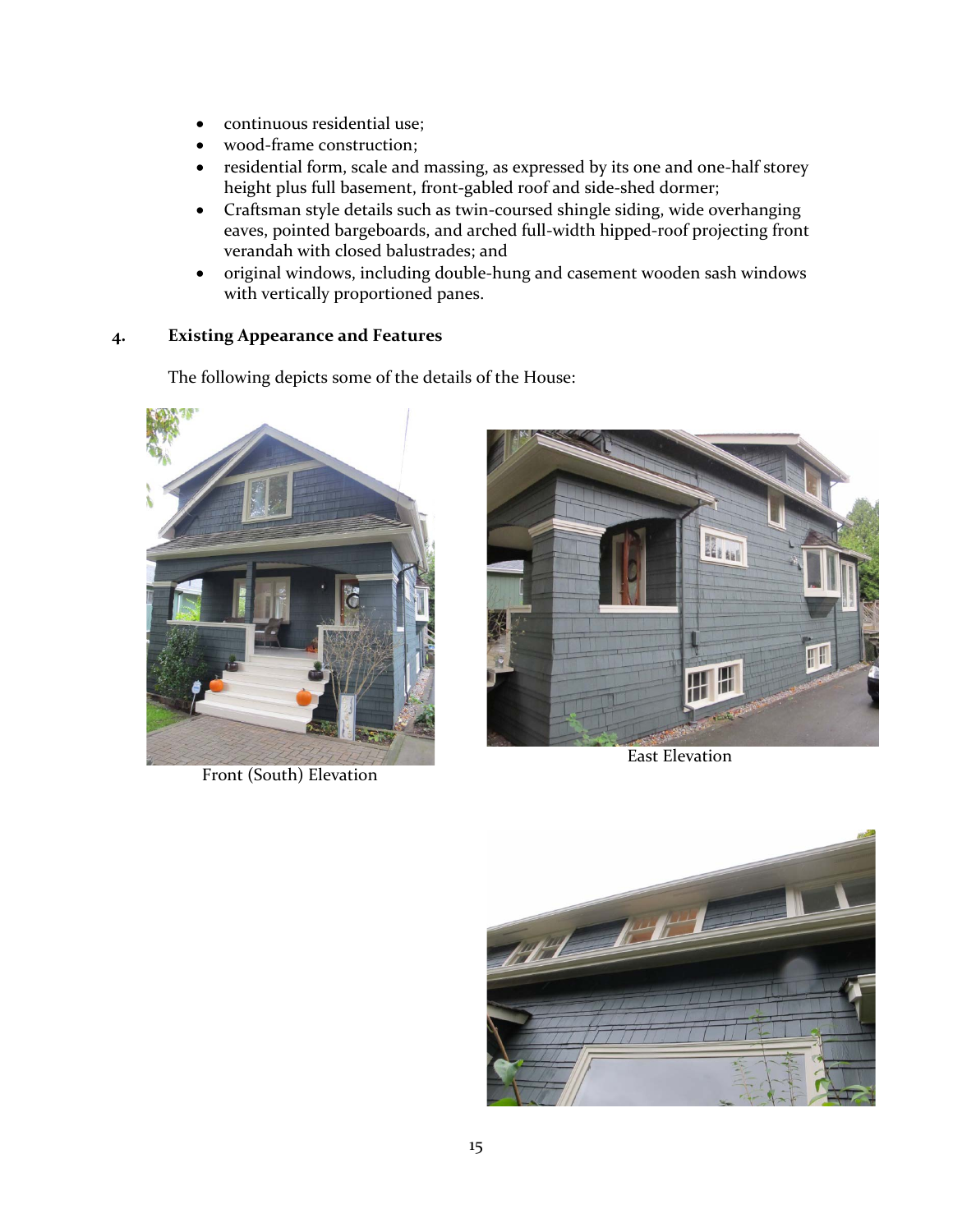- continuous residential use;
- wood-frame construction;
- residential form, scale and massing, as expressed by its one and one-half storey height plus full basement, front-gabled roof and side-shed dormer;
- Craftsman style details such as twin-coursed shingle siding, wide overhanging eaves, pointed bargeboards, and arched full-width hipped-roof projecting front verandah with closed balustrades; and
- original windows, including double-hung and casement wooden sash windows with vertically proportioned panes.

## 4. Existing Appearance and Features

The following depicts some of the details of the House:

Front (South) Elevation

East Elevation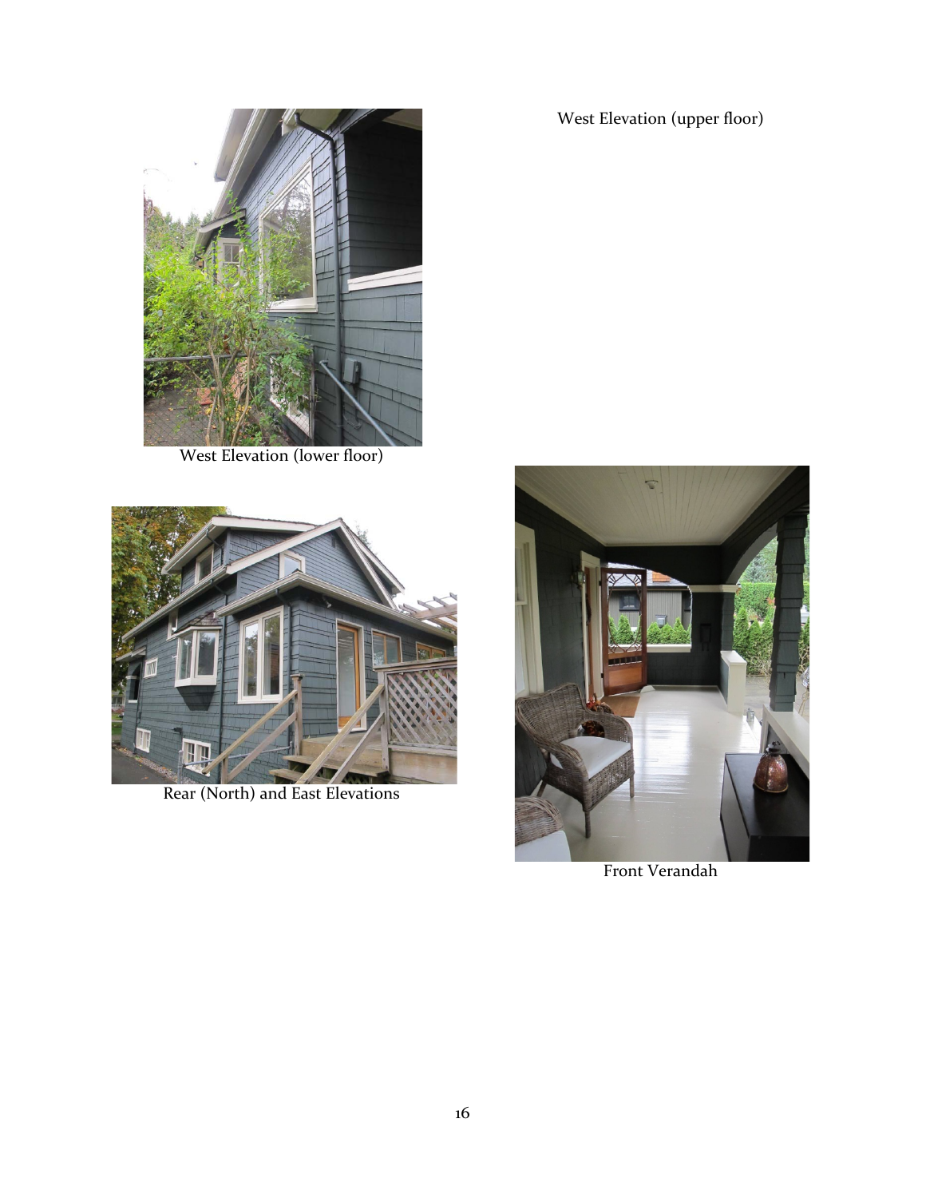West Elevation (upper floor)

West Elevation (lower floor)

Rear (North) and East Elevations

Front Verandah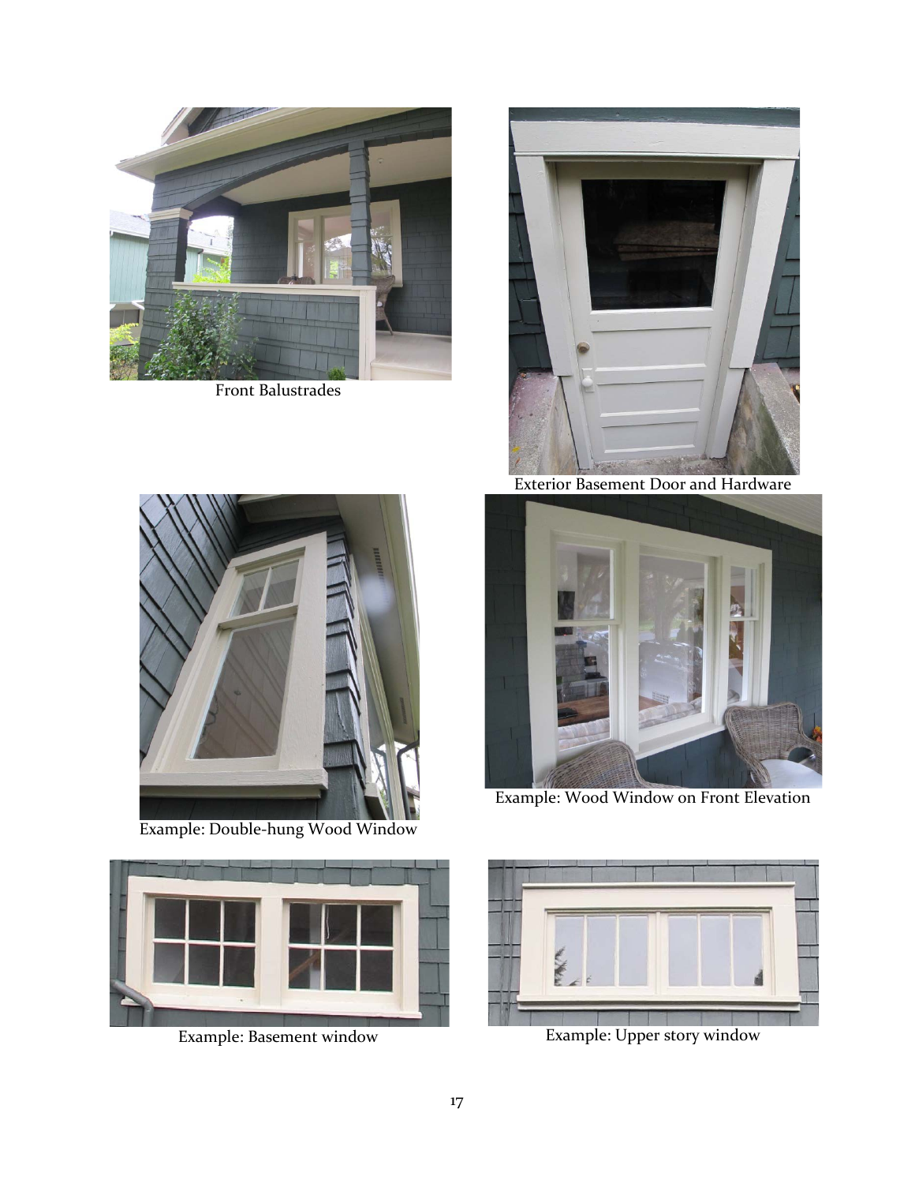Front Balustrades

Exterior Basement Door and Hardware

Example: Double-hung Wood Window

Example: Wood Window on Front Elevation

Example: Basement window

Example: Upper story window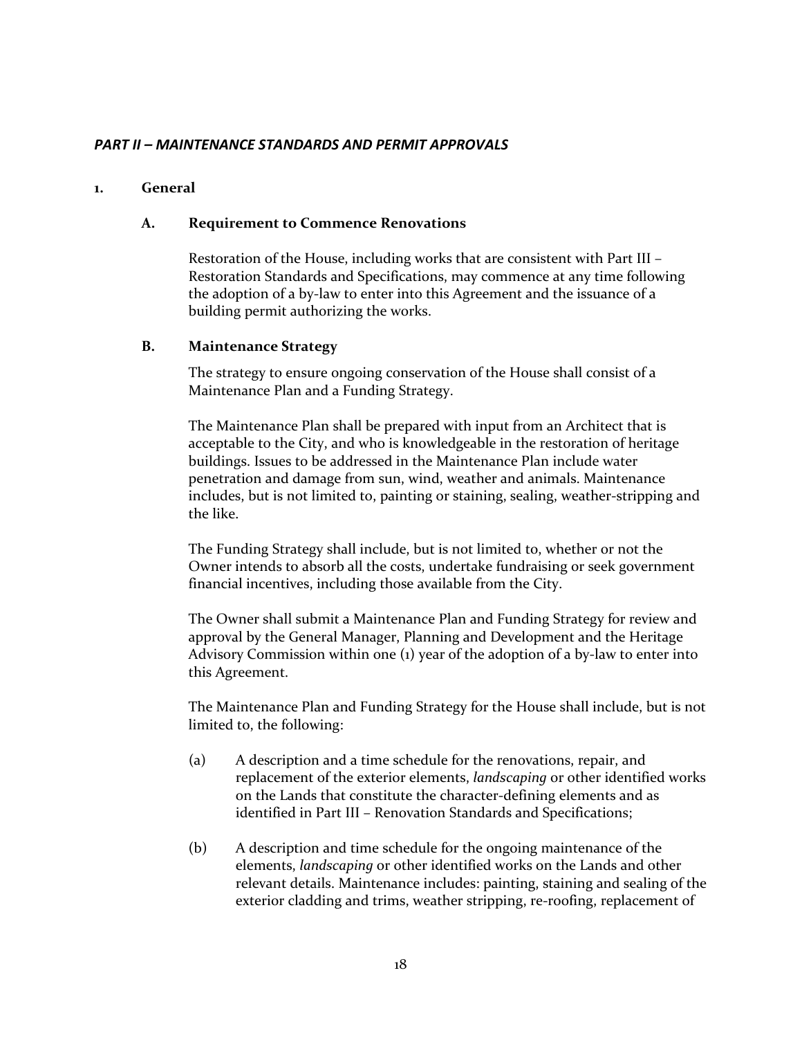## *PART II – MAINTENANCE STANDARDS AND PERMIT APPROVALS*

### 1. General

#### A. Requirement to Commence Renovations

Restoration of the House, including works that are consistent with Part III – Restoration Standards and Specifications, may commence at any time following the adoption of a by-law to enter into this Agreement and the issuance of a building permit authorizing the works.

#### B. Maintenance Strategy

The strategy to ensure ongoing conservation of the House shall consist of a Maintenance Plan and a Funding Strategy.

The Maintenance Plan shall be prepared with input from an Architect that is acceptable to the City, and who is knowledgeable in the restoration of heritage buildings. Issues to be addressed in the Maintenance Plan include water penetration and damage from sun, wind, weather and animals. Maintenance includes, but is not limited to, painting or staining, sealing, weather-stripping and the like.

The Funding Strategy shall include, but is not limited to, whether or not the Owner intends to absorb all the costs, undertake fundraising or seek government financial incentives, including those available from the City.

The Owner shall submit a Maintenance Plan and Funding Strategy for review and approval by the General Manager, Planning and Development and the Heritage Advisory Commission within one (1) year of the adoption of a by-law to enter into this Agreement.

The Maintenance Plan and Funding Strategy for the House shall include, but is not limited to, the following:

(a) A description and a time schedule for the renovations, repair, and replacement of the exterior elements, *landscaping* or other identified works on the Lands that constitute the character-defining elements and as identified in Part III – Renovation Standards and Specifications;

(b) A description and time schedule for the ongoing maintenance of the elements, *landscaping* or other identified works on the Lands and other relevant details. Maintenance includes: painting, staining and sealing of the exterior cladding and trims, weather stripping, re-roofing, replacement of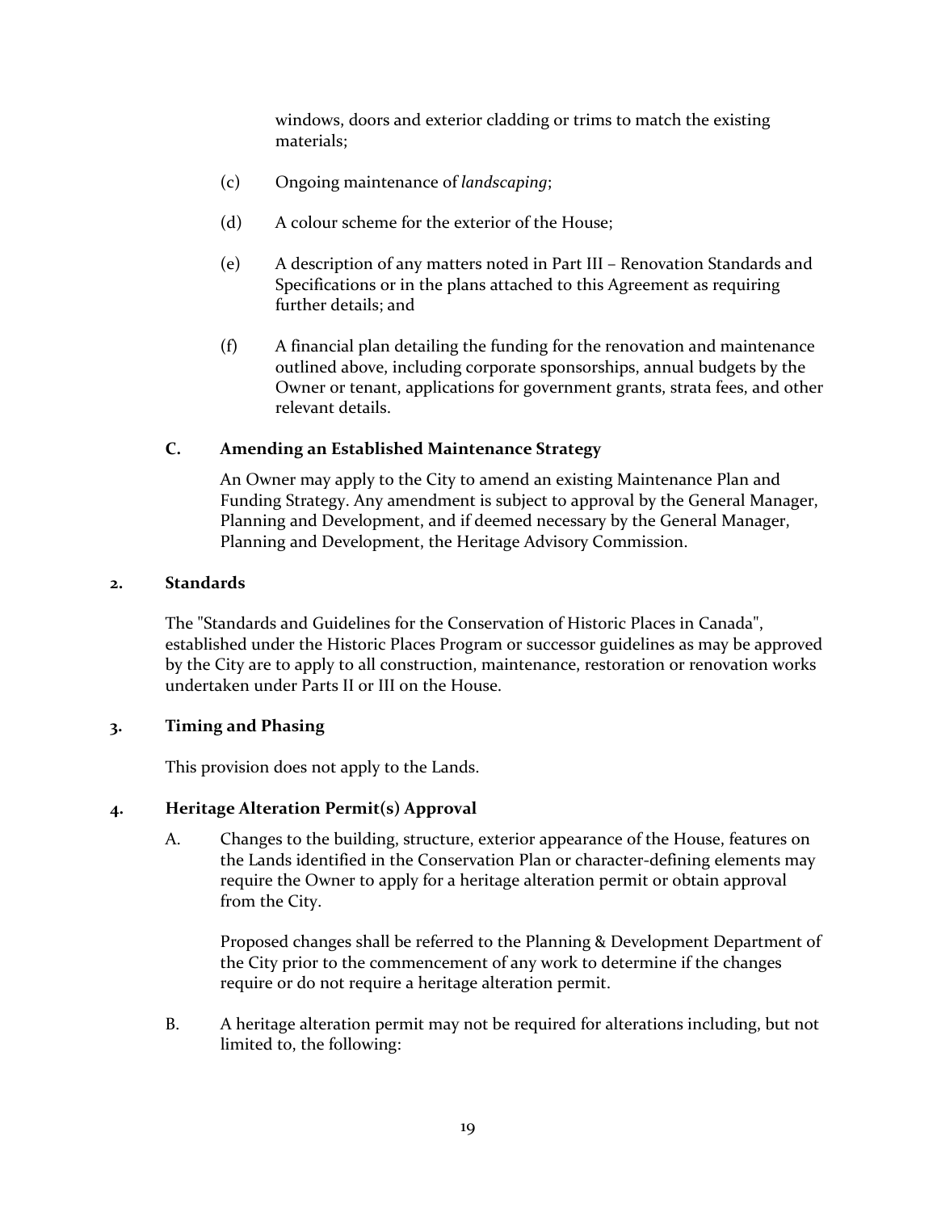windows, doors and exterior cladding or trims to match the existing materials;

(c) Ongoing maintenance of *landscaping*;

(d) A colour scheme for the exterior of the House;

(e) A description of any matters noted in Part III – Renovation Standards and Specifications or in the plans attached to this Agreement as requiring further details; and

(f) A financial plan detailing the funding for the renovation and maintenance outlined above, including corporate sponsorships, annual budgets by the Owner or tenant, applications for government grants, strata fees, and other relevant details.

**C. Amending an Established Maintenance Strategy**

An Owner may apply to the City to amend an existing Maintenance Plan and Funding Strategy. Any amendment is subject to approval by the General Manager, Planning and Development, and if deemed necessary by the General Manager, Planning and Development, the Heritage Advisory Commission.

**2. Standards**

The "Standards and Guidelines for the Conservation of Historic Places in Canada", established under the Historic Places Program or successor guidelines as may be approved by the City are to apply to all construction, maintenance, restoration or renovation works undertaken under Parts II or III on the House.

**3. Timing and Phasing**

This provision does not apply to the Lands.

**4. Heritage Alteration Permit(s) Approval**

A. Changes to the building, structure, exterior appearance of the House, features on the Lands identified in the Conservation Plan or character-defining elements may require the Owner to apply for a heritage alteration permit or obtain approval from the City.

Proposed changes shall be referred to the Planning & Development Department of the City prior to the commencement of any work to determine if the changes require or do not require a heritage alteration permit.

B. A heritage alteration permit may not be required for alterations including, but not limited to, the following: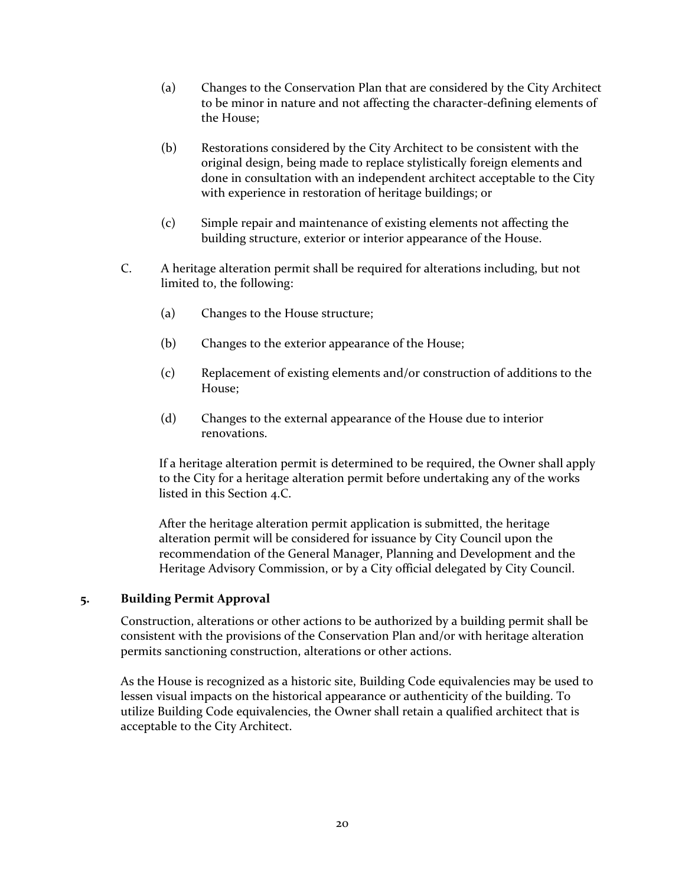(a) Changes to the Conservation Plan that are considered by the City Architect to be minor in nature and not affecting the character-defining elements of the House;

(b) Restorations considered by the City Architect to be consistent with the original design, being made to replace stylistically foreign elements and done in consultation with an independent architect acceptable to the City with experience in restoration of heritage buildings; or

(c) Simple repair and maintenance of existing elements not affecting the building structure, exterior or interior appearance of the House.

C. A heritage alteration permit shall be required for alterations including, but not limited to, the following:

(a) Changes to the House structure;

(b) Changes to the exterior appearance of the House;

(c) Replacement of existing elements and/or construction of additions to the House;

(d) Changes to the external appearance of the House due to interior renovations.

If a heritage alteration permit is determined to be required, the Owner shall apply to the City for a heritage alteration permit before undertaking any of the works listed in this Section 4.C.

After the heritage alteration permit application is submitted, the heritage alteration permit will be considered for issuance by City Council upon the recommendation of the General Manager, Planning and Development and the Heritage Advisory Commission, or by a City official delegated by City Council.

## 5. Building Permit Approval

Construction, alterations or other actions to be authorized by a building permit shall be consistent with the provisions of the Conservation Plan and/or with heritage alteration permits sanctioning construction, alterations or other actions.

As the House is recognized as a historic site, Building Code equivalencies may be used to lessen visual impacts on the historical appearance or authenticity of the building. To utilize Building Code equivalencies, the Owner shall retain a qualified architect that is acceptable to the City Architect.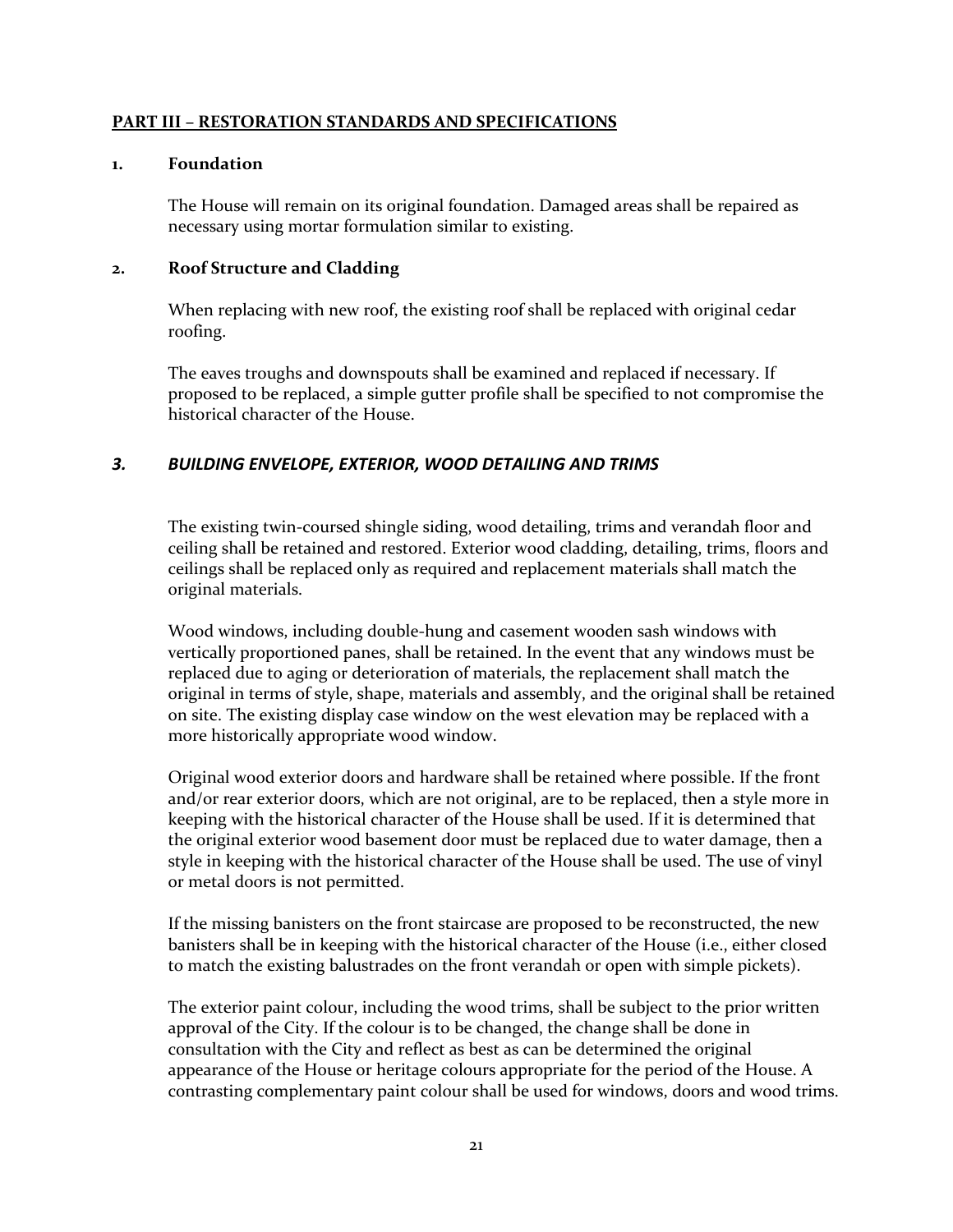## PART III – RESTORATION STANDARDS AND SPECIFICATIONS

### 1. Foundation

The House will remain on its original foundation. Damaged areas shall be repaired as necessary using mortar formulation similar to existing.

### 2. Roof Structure and Cladding

When replacing with new roof, the existing roof shall be replaced with original cedar roofing.

The eaves troughs and downspouts shall be examined and replaced if necessary. If proposed to be replaced, a simple gutter profile shall be specified to not compromise the historical character of the House.

### *3. BUILDING ENVELOPE, EXTERIOR, WOOD DETAILING AND TRIMS*

The existing twin-coursed shingle siding, wood detailing, trims and verandah floor and ceiling shall be retained and restored. Exterior wood cladding, detailing, trims, floors and ceilings shall be replaced only as required and replacement materials shall match the original materials.

Wood windows, including double-hung and casement wooden sash windows with vertically proportioned panes, shall be retained. In the event that any windows must be replaced due to aging or deterioration of materials, the replacement shall match the original in terms of style, shape, materials and assembly, and the original shall be retained on site. The existing display case window on the west elevation may be replaced with a more historically appropriate wood window.

Original wood exterior doors and hardware shall be retained where possible. If the front and/or rear exterior doors, which are not original, are to be replaced, then a style more in keeping with the historical character of the House shall be used. If it is determined that the original exterior wood basement door must be replaced due to water damage, then a style in keeping with the historical character of the House shall be used. The use of vinyl or metal doors is not permitted.

If the missing banisters on the front staircase are proposed to be reconstructed, the new banisters shall be in keeping with the historical character of the House (i.e., either closed to match the existing balustrades on the front verandah or open with simple pickets).

The exterior paint colour, including the wood trims, shall be subject to the prior written approval of the City. If the colour is to be changed, the change shall be done in consultation with the City and reflect as best as can be determined the original appearance of the House or heritage colours appropriate for the period of the House. A contrasting complementary paint colour shall be used for windows, doors and wood trims.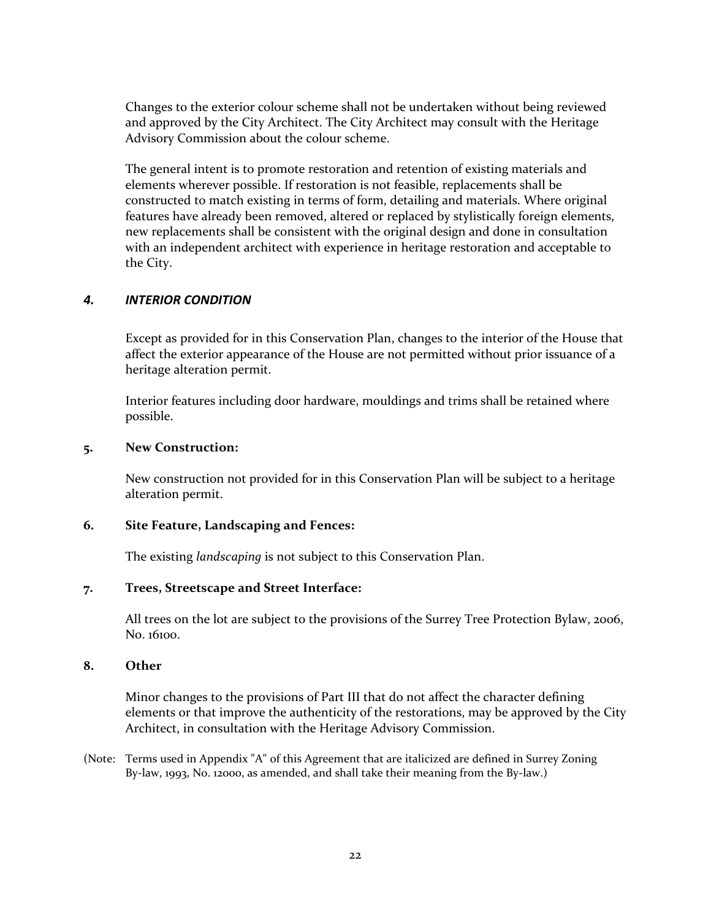Changes to the exterior colour scheme shall not be undertaken without being reviewed and approved by the City Architect. The City Architect may consult with the Heritage Advisory Commission about the colour scheme.

The general intent is to promote restoration and retention of existing materials and elements wherever possible. If restoration is not feasible, replacements shall be constructed to match existing in terms of form, detailing and materials. Where original features have already been removed, altered or replaced by stylistically foreign elements, new replacements shall be consistent with the original design and done in consultation with an independent architect with experience in heritage restoration and acceptable to the City.

### *4. INTERIOR CONDITION*

Except as provided for in this Conservation Plan, changes to the interior of the House that affect the exterior appearance of the House are not permitted without prior issuance of a heritage alteration permit.

Interior features including door hardware, mouldings and trims shall be retained where possible.

### 5. New Construction:

New construction not provided for in this Conservation Plan will be subject to a heritage alteration permit.

### 6. Site Feature, Landscaping and Fences:

The existing *landscaping* is not subject to this Conservation Plan.

### 7. Trees, Streetscape and Street Interface:

All trees on the lot are subject to the provisions of the Surrey Tree Protection Bylaw, 2006, No. 16100.

### 8. Other

Minor changes to the provisions of Part III that do not affect the character defining elements or that improve the authenticity of the restorations, may be approved by the City Architect, in consultation with the Heritage Advisory Commission.

(Note: Terms used in Appendix "A" of this Agreement that are italicized are defined in Surrey Zoning By-law, 1993, No. 12000, as amended, and shall take their meaning from the By-law.)